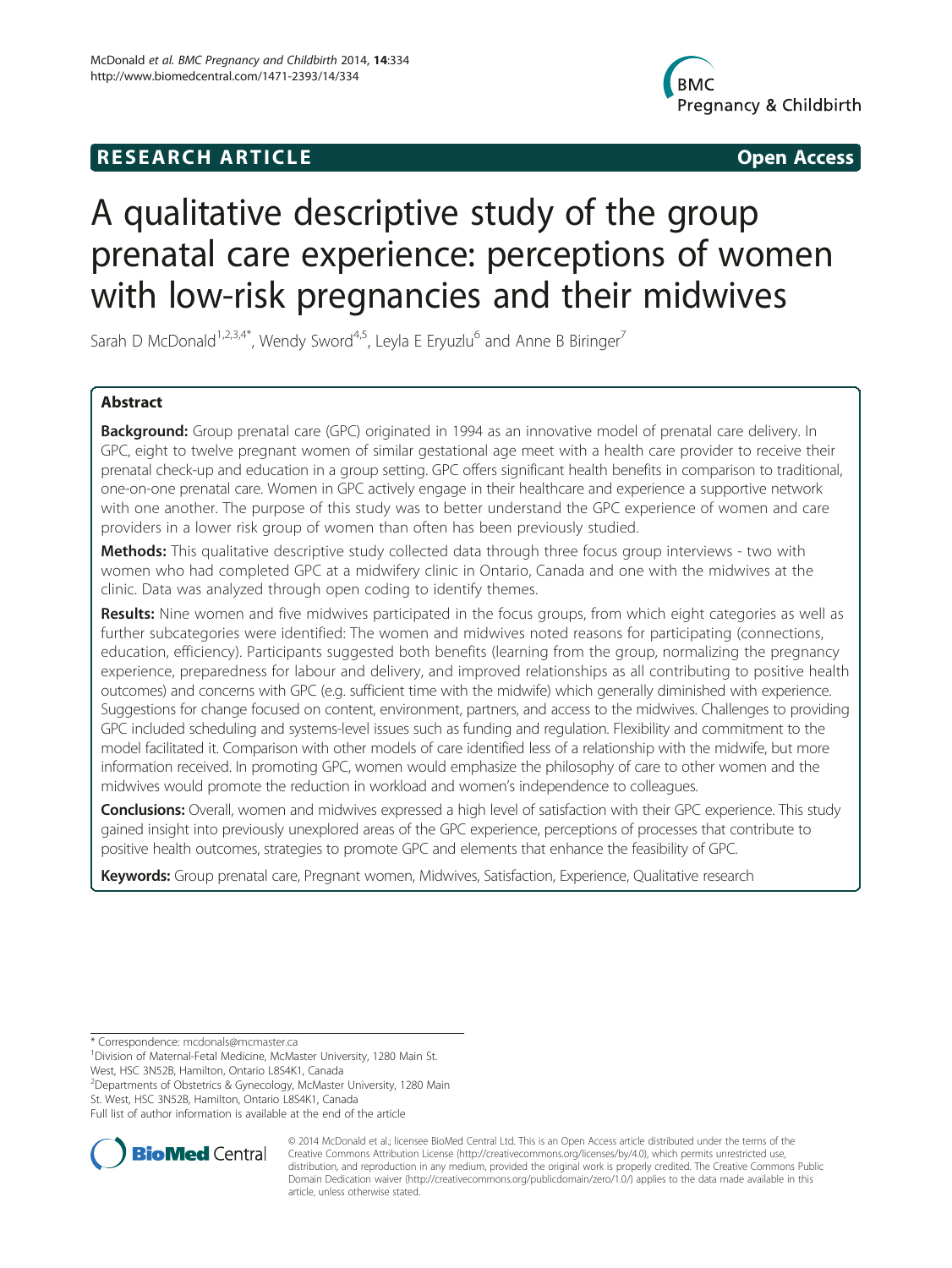RESEARCH ARTICLE Open Access

# A qualitative descriptive study of the group prenatal care experience: perceptions of women with low-risk pregnancies and their midwives

Sarah D McDonald[1,2,3,4*], Wendy Sword[4,5], Leyla E Eryuzlu[6] and Anne B Biringer[7]

## Abstract

**Background:** Group prenatal care (GPC) originated in 1994 as an innovative model of prenatal care delivery. In GPC, eight to twelve pregnant women of similar gestational age meet with a health care provider to receive their prenatal check-up and education in a group setting. GPC offers significant health benefits in comparison to traditional, one-on-one prenatal care. Women in GPC actively engage in their healthcare and experience a supportive network with one another. The purpose of this study was to better understand the GPC experience of women and care providers in a lower risk group of women than often has been previously studied.

**Methods:** This qualitative descriptive study collected data through three focus group interviews - two with women who had completed GPC at a midwifery clinic in Ontario, Canada and one with the midwives at the clinic. Data was analyzed through open coding to identify themes.

**Results:** Nine women and five midwives participated in the focus groups, from which eight categories as well as further subcategories were identified: The women and midwives noted reasons for participating (connections, education, efficiency). Participants suggested both benefits (learning from the group, normalizing the pregnancy experience, preparedness for labour and delivery, and improved relationships as all contributing to positive health outcomes) and concerns with GPC (e.g. sufficient time with the midwife) which generally diminished with experience. Suggestions for change focused on content, environment, partners, and access to the midwives. Challenges to providing GPC included scheduling and systems-level issues such as funding and regulation. Flexibility and commitment to the model facilitated it. Comparison with other models of care identified less of a relationship with the midwife, but more information received. In promoting GPC, women would emphasize the philosophy of care to other women and the midwives would promote the reduction in workload and women's independence to colleagues.

**Conclusions:** Overall, women and midwives expressed a high level of satisfaction with their GPC experience. This study gained insight into previously unexplored areas of the GPC experience, perceptions of processes that contribute to positive health outcomes, strategies to promote GPC and elements that enhance the feasibility of GPC.

**Keywords:** Group prenatal care, Pregnant women, Midwives, Satisfaction, Experience, Qualitative research

\* Correspondence: mcdonals@mcmaster.ca
[1]Division of Maternal-Fetal Medicine, McMaster University, 1280 Main St. West, HSC 3N52B, Hamilton, Ontario L8S4K1, Canada
[2]Departments of Obstetrics & Gynecology, McMaster University, 1280 Main St. West, HSC 3N52B, Hamilton, Ontario L8S4K1, Canada
Full list of author information is available at the end of the article

© 2014 McDonald et al.; licensee BioMed Central Ltd. This is an Open Access article distributed under the terms of the Creative Commons Attribution License (http://creativecommons.org/licenses/by/4.0), which permits unrestricted use, distribution, and reproduction in any medium, provided the original work is properly credited. The Creative Commons Public Domain Dedication waiver (http://creativecommons.org/publicdomain/zero/1.0/) applies to the data made available in this article, unless otherwise stated.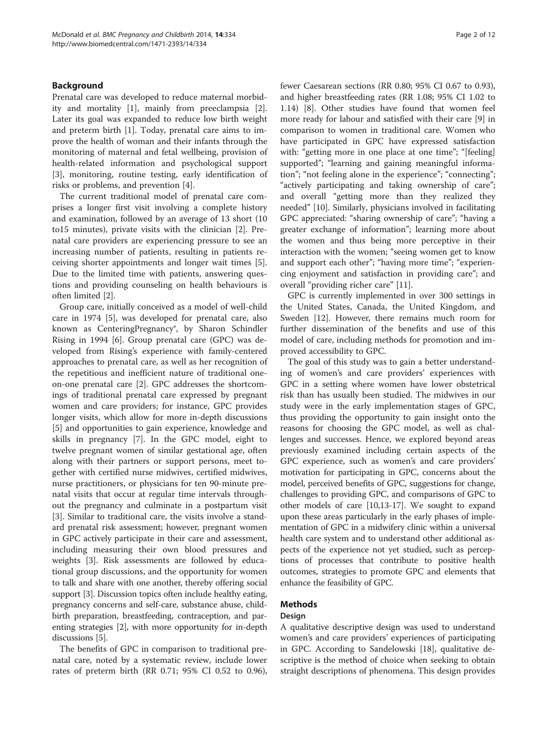## Background

Prenatal care was developed to reduce maternal morbidity and mortality [1], mainly from preeclampsia [2]. Later its goal was expanded to reduce low birth weight and preterm birth [1]. Today, prenatal care aims to improve the health of woman and their infants through the monitoring of maternal and fetal wellbeing, provision of health-related information and psychological support [3], monitoring, routine testing, early identification of risks or problems, and prevention [4].

The current traditional model of prenatal care comprises a longer first visit involving a complete history and examination, followed by an average of 13 short (10 to15 minutes), private visits with the clinician [2]. Prenatal care providers are experiencing pressure to see an increasing number of patients, resulting in patients receiving shorter appointments and longer wait times [5]. Due to the limited time with patients, answering questions and providing counseling on health behaviours is often limited [2].

Group care, initially conceived as a model of well-child care in 1974 [5], was developed for prenatal care, also known as CenteringPregnancy®, by Sharon Schindler Rising in 1994 [6]. Group prenatal care (GPC) was developed from Rising's experience with family-centered approaches to prenatal care, as well as her recognition of the repetitious and inefficient nature of traditional one-on-one prenatal care [2]. GPC addresses the shortcomings of traditional prenatal care expressed by pregnant women and care providers; for instance, GPC provides longer visits, which allow for more in-depth discussions [5] and opportunities to gain experience, knowledge and skills in pregnancy [7]. In the GPC model, eight to twelve pregnant women of similar gestational age, often along with their partners or support persons, meet together with certified nurse midwives, certified midwives, nurse practitioners, or physicians for ten 90-minute prenatal visits that occur at regular time intervals throughout the pregnancy and culminate in a postpartum visit [3]. Similar to traditional care, the visits involve a standard prenatal risk assessment; however, pregnant women in GPC actively participate in their care and assessment, including measuring their own blood pressures and weights [3]. Risk assessments are followed by educational group discussions, and the opportunity for women to talk and share with one another, thereby offering social support [3]. Discussion topics often include healthy eating, pregnancy concerns and self-care, substance abuse, childbirth preparation, breastfeeding, contraception, and parenting strategies [2], with more opportunity for in-depth discussions [5].

The benefits of GPC in comparison to traditional prenatal care, noted by a systematic review, include lower rates of preterm birth (RR 0.71; 95% CI 0.52 to 0.96), fewer Caesarean sections (RR 0.80; 95% CI 0.67 to 0.93), and higher breastfeeding rates (RR 1.08; 95% CI 1.02 to 1.14) [8]. Other studies have found that women feel more ready for labour and satisfied with their care [9] in comparison to women in traditional care. Women who have participated in GPC have expressed satisfaction with: "getting more in one place at one time"; "[feeling] supported"; "learning and gaining meaningful information"; "not feeling alone in the experience"; "connecting"; "actively participating and taking ownership of care"; and overall "getting more than they realized they needed" [10]. Similarly, physicians involved in facilitating GPC appreciated: "sharing ownership of care"; "having a greater exchange of information"; learning more about the women and thus being more perceptive in their interaction with the women; "seeing women get to know and support each other"; "having more time"; "experiencing enjoyment and satisfaction in providing care"; and overall "providing richer care" [11].

GPC is currently implemented in over 300 settings in the United States, Canada, the United Kingdom, and Sweden [12]. However, there remains much room for further dissemination of the benefits and use of this model of care, including methods for promotion and improved accessibility to GPC.

The goal of this study was to gain a better understanding of women's and care providers' experiences with GPC in a setting where women have lower obstetrical risk than has usually been studied. The midwives in our study were in the early implementation stages of GPC, thus providing the opportunity to gain insight onto the reasons for choosing the GPC model, as well as challenges and successes. Hence, we explored beyond areas previously examined including certain aspects of the GPC experience, such as women's and care providers' motivation for participating in GPC, concerns about the model, perceived benefits of GPC, suggestions for change, challenges to providing GPC, and comparisons of GPC to other models of care [10,13-17]. We sought to expand upon these areas particularly in the early phases of implementation of GPC in a midwifery clinic within a universal health care system and to understand other additional aspects of the experience not yet studied, such as perceptions of processes that contribute to positive health outcomes, strategies to promote GPC and elements that enhance the feasibility of GPC.

## Methods

### Design

A qualitative descriptive design was used to understand women's and care providers' experiences of participating in GPC. According to Sandelowski [18], qualitative descriptive is the method of choice when seeking to obtain straight descriptions of phenomena. This design provides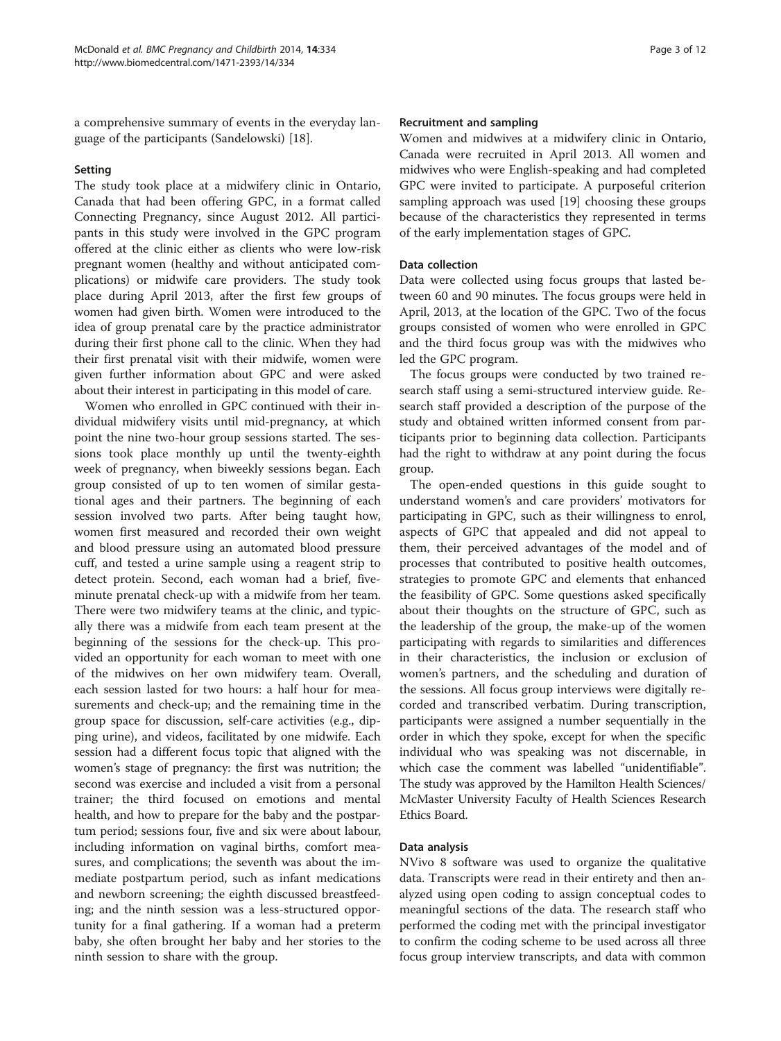a comprehensive summary of events in the everyday language of the participants (Sandelowski) [18].

### Setting

The study took place at a midwifery clinic in Ontario, Canada that had been offering GPC, in a format called Connecting Pregnancy, since August 2012. All participants in this study were involved in the GPC program offered at the clinic either as clients who were low-risk pregnant women (healthy and without anticipated complications) or midwife care providers. The study took place during April 2013, after the first few groups of women had given birth. Women were introduced to the idea of group prenatal care by the practice administrator during their first phone call to the clinic. When they had their first prenatal visit with their midwife, women were given further information about GPC and were asked about their interest in participating in this model of care.

Women who enrolled in GPC continued with their individual midwifery visits until mid-pregnancy, at which point the nine two-hour group sessions started. The sessions took place monthly up until the twenty-eighth week of pregnancy, when biweekly sessions began. Each group consisted of up to ten women of similar gestational ages and their partners. The beginning of each session involved two parts. After being taught how, women first measured and recorded their own weight and blood pressure using an automated blood pressure cuff, and tested a urine sample using a reagent strip to detect protein. Second, each woman had a brief, five-minute prenatal check-up with a midwife from her team. There were two midwifery teams at the clinic, and typically there was a midwife from each team present at the beginning of the sessions for the check-up. This provided an opportunity for each woman to meet with one of the midwives on her own midwifery team. Overall, each session lasted for two hours: a half hour for measurements and check-up; and the remaining time in the group space for discussion, self-care activities (e.g., dipping urine), and videos, facilitated by one midwife. Each session had a different focus topic that aligned with the women's stage of pregnancy: the first was nutrition; the second was exercise and included a visit from a personal trainer; the third focused on emotions and mental health, and how to prepare for the baby and the postpartum period; sessions four, five and six were about labour, including information on vaginal births, comfort measures, and complications; the seventh was about the immediate postpartum period, such as infant medications and newborn screening; the eighth discussed breastfeeding; and the ninth session was a less-structured opportunity for a final gathering. If a woman had a preterm baby, she often brought her baby and her stories to the ninth session to share with the group.

### Recruitment and sampling

Women and midwives at a midwifery clinic in Ontario, Canada were recruited in April 2013. All women and midwives who were English-speaking and had completed GPC were invited to participate. A purposeful criterion sampling approach was used [19] choosing these groups because of the characteristics they represented in terms of the early implementation stages of GPC.

### Data collection

Data were collected using focus groups that lasted between 60 and 90 minutes. The focus groups were held in April, 2013, at the location of the GPC. Two of the focus groups consisted of women who were enrolled in GPC and the third focus group was with the midwives who led the GPC program.

The focus groups were conducted by two trained research staff using a semi-structured interview guide. Research staff provided a description of the purpose of the study and obtained written informed consent from participants prior to beginning data collection. Participants had the right to withdraw at any point during the focus group.

The open-ended questions in this guide sought to understand women's and care providers' motivators for participating in GPC, such as their willingness to enrol, aspects of GPC that appealed and did not appeal to them, their perceived advantages of the model and of processes that contributed to positive health outcomes, strategies to promote GPC and elements that enhanced the feasibility of GPC. Some questions asked specifically about their thoughts on the structure of GPC, such as the leadership of the group, the make-up of the women participating with regards to similarities and differences in their characteristics, the inclusion or exclusion of women's partners, and the scheduling and duration of the sessions. All focus group interviews were digitally recorded and transcribed verbatim. During transcription, participants were assigned a number sequentially in the order in which they spoke, except for when the specific individual who was speaking was not discernable, in which case the comment was labelled "unidentifiable". The study was approved by the Hamilton Health Sciences/McMaster University Faculty of Health Sciences Research Ethics Board.

### Data analysis

NVivo 8 software was used to organize the qualitative data. Transcripts were read in their entirety and then analyzed using open coding to assign conceptual codes to meaningful sections of the data. The research staff who performed the coding met with the principal investigator to confirm the coding scheme to be used across all three focus group interview transcripts, and data with common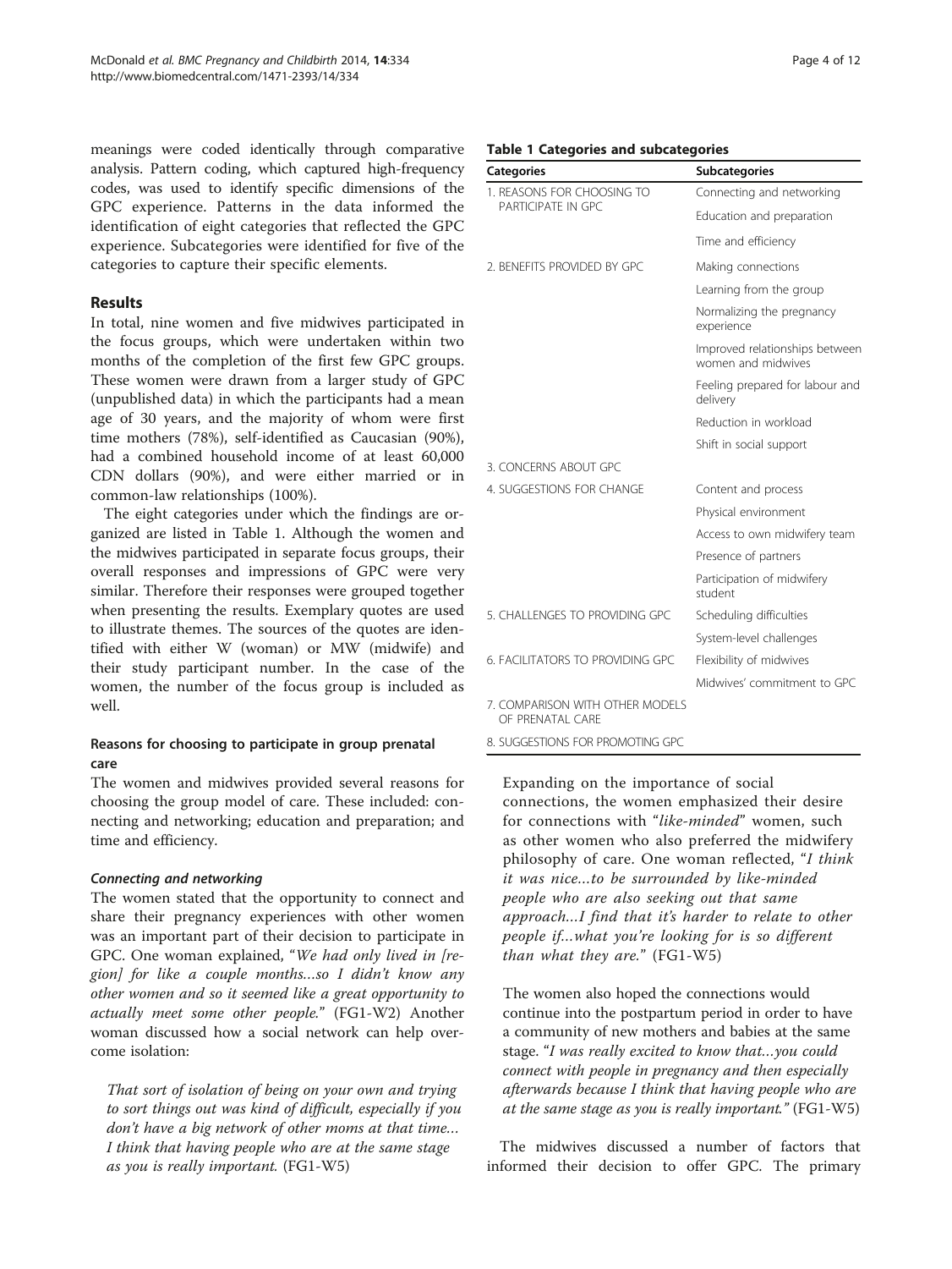meanings were coded identically through comparative analysis. Pattern coding, which captured high-frequency codes, was used to identify specific dimensions of the GPC experience. Patterns in the data informed the identification of eight categories that reflected the GPC experience. Subcategories were identified for five of the categories to capture their specific elements.

## Results

In total, nine women and five midwives participated in the focus groups, which were undertaken within two months of the completion of the first few GPC groups. These women were drawn from a larger study of GPC (unpublished data) in which the participants had a mean age of 30 years, and the majority of whom were first time mothers (78%), self-identified as Caucasian (90%), had a combined household income of at least 60,000 CDN dollars (90%), and were either married or in common-law relationships (100%).

The eight categories under which the findings are organized are listed in Table 1. Although the women and the midwives participated in separate focus groups, their overall responses and impressions of GPC were very similar. Therefore their responses were grouped together when presenting the results. Exemplary quotes are used to illustrate themes. The sources of the quotes are identified with either W (woman) or MW (midwife) and their study participant number. In the case of the women, the number of the focus group is included as well.

**Table 1 Categories and subcategories**

| Categories | Subcategories |
|---|---|
| 1. REASONS FOR CHOOSING TO PARTICIPATE IN GPC | Connecting and networking |
| | Education and preparation |
| | Time and efficiency |
| 2. BENEFITS PROVIDED BY GPC | Making connections |
| | Learning from the group |
| | Normalizing the pregnancy experience |
| | Improved relationships between women and midwives |
| | Feeling prepared for labour and delivery |
| | Reduction in workload |
| | Shift in social support |
| 3. CONCERNS ABOUT GPC | |
| 4. SUGGESTIONS FOR CHANGE | Content and process |
| | Physical environment |
| | Access to own midwifery team |
| | Presence of partners |
| | Participation of midwifery student |
| 5. CHALLENGES TO PROVIDING GPC | Scheduling difficulties |
| | System-level challenges |
| 6. FACILITATORS TO PROVIDING GPC | Flexibility of midwives |
| | Midwives' commitment to GPC |
| 7. COMPARISON WITH OTHER MODELS OF PRENATAL CARE | |
| 8. SUGGESTIONS FOR PROMOTING GPC | |

### Reasons for choosing to participate in group prenatal care

The women and midwives provided several reasons for choosing the group model of care. These included: connecting and networking; education and preparation; and time and efficiency.

#### *Connecting and networking*

The women stated that the opportunity to connect and share their pregnancy experiences with other women was an important part of their decision to participate in GPC. One woman explained, "*We had only lived in [region] for like a couple months…so I didn't know any other women and so it seemed like a great opportunity to actually meet some other people.*" (FG1-W2) Another woman discussed how a social network can help overcome isolation:

> *That sort of isolation of being on your own and trying to sort things out was kind of difficult, especially if you don't have a big network of other moms at that time… I think that having people who are at the same stage as you is really important.* (FG1-W5)

> Expanding on the importance of social connections, the women emphasized their desire for connections with "*like-minded*" women, such as other women who also preferred the midwifery philosophy of care. One woman reflected, "*I think it was nice…to be surrounded by like-minded people who are also seeking out that same approach…I find that it's harder to relate to other people if…what you're looking for is so different than what they are.*" (FG1-W5)

> The women also hoped the connections would continue into the postpartum period in order to have a community of new mothers and babies at the same stage. "*I was really excited to know that…you could connect with people in pregnancy and then especially afterwards because I think that having people who are at the same stage as you is really important.*" (FG1-W5)

The midwives discussed a number of factors that informed their decision to offer GPC. The primary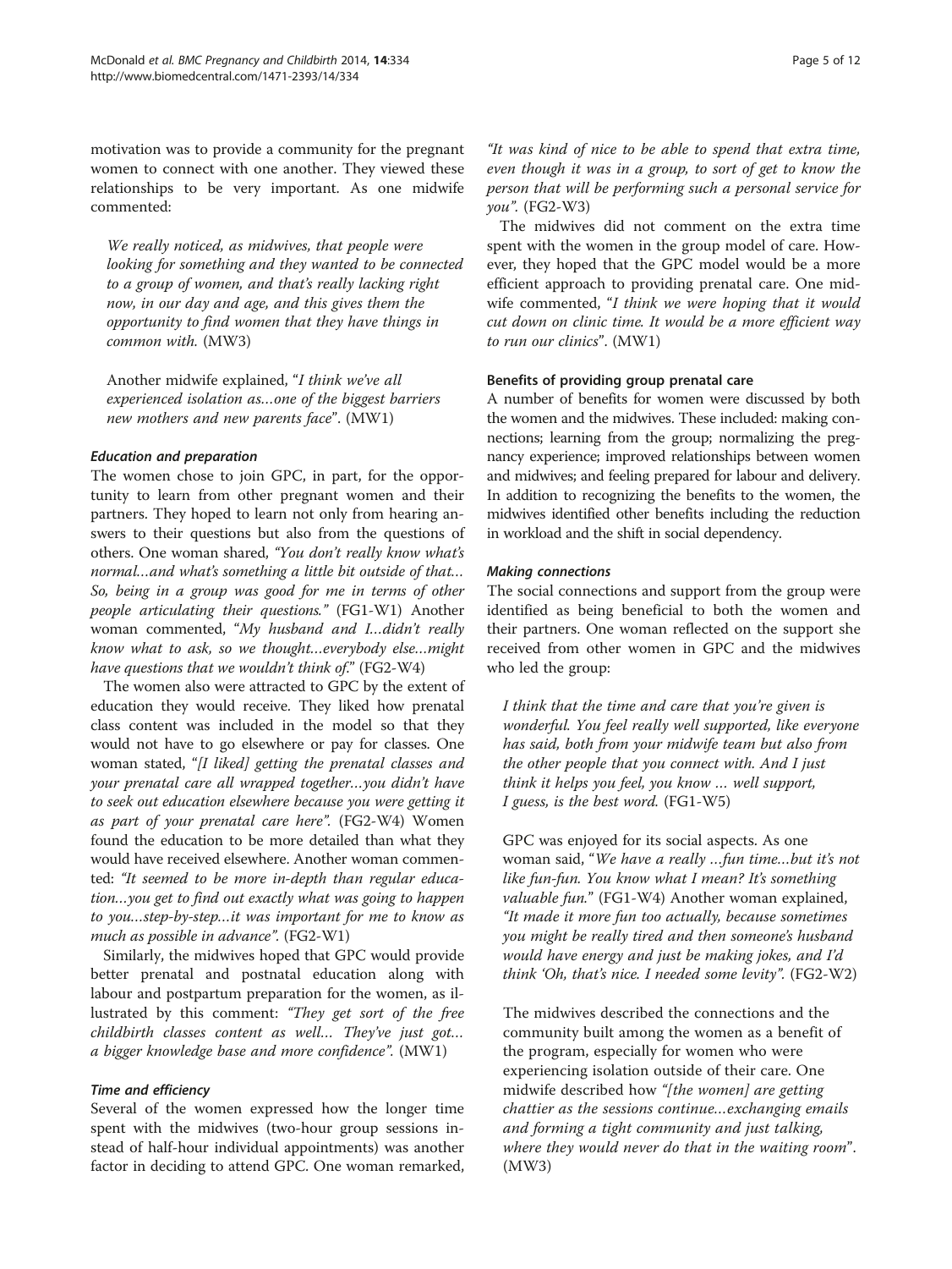motivation was to provide a community for the pregnant women to connect with one another. They viewed these relationships to be very important. As one midwife commented:

> *We really noticed, as midwives, that people were looking for something and they wanted to be connected to a group of women, and that's really lacking right now, in our day and age, and this gives them the opportunity to find women that they have things in common with.* (MW3)
>
> Another midwife explained, "*I think we've all experienced isolation as…one of the biggest barriers new mothers and new parents face*". (MW1)

#### *Education and preparation*

The women chose to join GPC, in part, for the opportunity to learn from other pregnant women and their partners. They hoped to learn not only from hearing answers to their questions but also from the questions of others. One woman shared, *"You don't really know what's normal…and what's something a little bit outside of that… So, being in a group was good for me in terms of other people articulating their questions."* (FG1-W1) Another woman commented, *"My husband and I…didn't really know what to ask, so we thought…everybody else…might have questions that we wouldn't think of."* (FG2-W4)

The women also were attracted to GPC by the extent of education they would receive. They liked how prenatal class content was included in the model so that they would not have to go elsewhere or pay for classes. One woman stated, "*[I liked] getting the prenatal classes and your prenatal care all wrapped together…you didn't have to seek out education elsewhere because you were getting it as part of your prenatal care here".* (FG2-W4) Women found the education to be more detailed than what they would have received elsewhere. Another woman commented: *"It seemed to be more in-depth than regular education…you get to find out exactly what was going to happen to you…step-by-step…it was important for me to know as much as possible in advance".* (FG2-W1)

Similarly, the midwives hoped that GPC would provide better prenatal and postnatal education along with labour and postpartum preparation for the women, as illustrated by this comment: *"They get sort of the free childbirth classes content as well… They've just got… a bigger knowledge base and more confidence".* (MW1)

#### *Time and efficiency*

Several of the women expressed how the longer time spent with the midwives (two-hour group sessions instead of half-hour individual appointments) was another factor in deciding to attend GPC. One woman remarked, *"It was kind of nice to be able to spend that extra time, even though it was in a group, to sort of get to know the person that will be performing such a personal service for you".* (FG2-W3)

The midwives did not comment on the extra time spent with the women in the group model of care. However, they hoped that the GPC model would be a more efficient approach to providing prenatal care. One midwife commented, "*I think we were hoping that it would cut down on clinic time. It would be a more efficient way to run our clinics*". (MW1)

### Benefits of providing group prenatal care

A number of benefits for women were discussed by both the women and the midwives. These included: making connections; learning from the group; normalizing the pregnancy experience; improved relationships between women and midwives; and feeling prepared for labour and delivery. In addition to recognizing the benefits to the women, the midwives identified other benefits including the reduction in workload and the shift in social dependency.

#### *Making connections*

The social connections and support from the group were identified as being beneficial to both the women and their partners. One woman reflected on the support she received from other women in GPC and the midwives who led the group:

> *I think that the time and care that you're given is wonderful. You feel really well supported, like everyone has said, both from your midwife team but also from the other people that you connect with. And I just think it helps you feel, you know … well support, I guess, is the best word.* (FG1-W5)
>
> GPC was enjoyed for its social aspects. As one woman said, "*We have a really …fun time…but it's not like fun-fun. You know what I mean? It's something valuable fun.*" (FG1-W4) Another woman explained, *"It made it more fun too actually, because sometimes you might be really tired and then someone's husband would have energy and just be making jokes, and I'd think 'Oh, that's nice. I needed some levity".* (FG2-W2)
>
> The midwives described the connections and the community built among the women as a benefit of the program, especially for women who were experiencing isolation outside of their care. One midwife described how *"[the women] are getting chattier as the sessions continue…exchanging emails and forming a tight community and just talking, where they would never do that in the waiting room*". (MW3)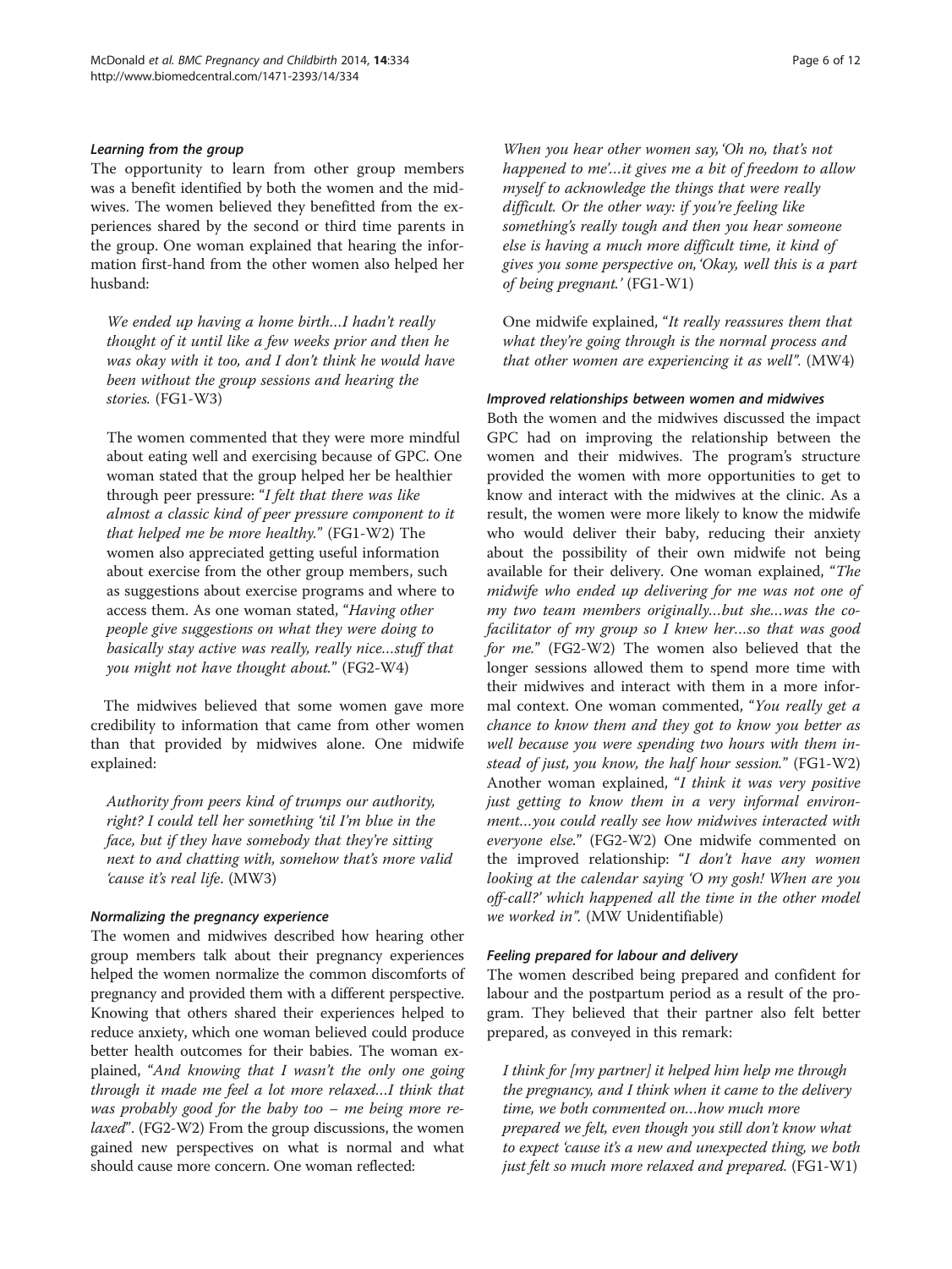#### Learning from the group

The opportunity to learn from other group members was a benefit identified by both the women and the midwives. The women believed they benefitted from the experiences shared by the second or third time parents in the group. One woman explained that hearing the information first-hand from the other women also helped her husband:

> *We ended up having a home birth…I hadn't really thought of it until like a few weeks prior and then he was okay with it too, and I don't think he would have been without the group sessions and hearing the stories.* (FG1-W3)

The women commented that they were more mindful about eating well and exercising because of GPC. One woman stated that the group helped her be healthier through peer pressure: "*I felt that there was like almost a classic kind of peer pressure component to it that helped me be more healthy.*" (FG1-W2) The women also appreciated getting useful information about exercise from the other group members, such as suggestions about exercise programs and where to access them. As one woman stated, "*Having other people give suggestions on what they were doing to basically stay active was really, really nice…stuff that you might not have thought about.*" (FG2-W4)

The midwives believed that some women gave more credibility to information that came from other women than that provided by midwives alone. One midwife explained:

> *Authority from peers kind of trumps our authority, right? I could tell her something 'til I'm blue in the face, but if they have somebody that they're sitting next to and chatting with, somehow that's more valid 'cause it's real life.* (MW3)

#### Normalizing the pregnancy experience

The women and midwives described how hearing other group members talk about their pregnancy experiences helped the women normalize the common discomforts of pregnancy and provided them with a different perspective. Knowing that others shared their experiences helped to reduce anxiety, which one woman believed could produce better health outcomes for their babies. The woman explained, "*And knowing that I wasn't the only one going through it made me feel a lot more relaxed…I think that was probably good for the baby too – me being more relaxed*". (FG2-W2) From the group discussions, the women gained new perspectives on what is normal and what should cause more concern. One woman reflected:

> *When you hear other women say, 'Oh no, that's not happened to me'…it gives me a bit of freedom to allow myself to acknowledge the things that were really difficult. Or the other way: if you're feeling like something's really tough and then you hear someone else is having a much more difficult time, it kind of gives you some perspective on, 'Okay, well this is a part of being pregnant.'* (FG1-W1)

One midwife explained, "*It really reassures them that what they're going through is the normal process and that other women are experiencing it as well*". (MW4)

#### Improved relationships between women and midwives

Both the women and the midwives discussed the impact GPC had on improving the relationship between the women and their midwives. The program's structure provided the women with more opportunities to get to know and interact with the midwives at the clinic. As a result, the women were more likely to know the midwife who would deliver their baby, reducing their anxiety about the possibility of their own midwife not being available for their delivery. One woman explained, "*The midwife who ended up delivering for me was not one of my two team members originally…but she…was the co-facilitator of my group so I knew her…so that was good for me.*" (FG2-W2) The women also believed that the longer sessions allowed them to spend more time with their midwives and interact with them in a more informal context. One woman commented, "*You really get a chance to know them and they got to know you better as well because you were spending two hours with them instead of just, you know, the half hour session.*" (FG1-W2) Another woman explained, "*I think it was very positive just getting to know them in a very informal environment…you could really see how midwives interacted with everyone else.*" (FG2-W2) One midwife commented on the improved relationship: "*I don't have any women looking at the calendar saying 'O my gosh! When are you off-call?' which happened all the time in the other model we worked in*". (MW Unidentifiable)

#### Feeling prepared for labour and delivery

The women described being prepared and confident for labour and the postpartum period as a result of the program. They believed that their partner also felt better prepared, as conveyed in this remark:

> *I think for [my partner] it helped him help me through the pregnancy, and I think when it came to the delivery time, we both commented on…how much more prepared we felt, even though you still don't know what to expect 'cause it's a new and unexpected thing, we both just felt so much more relaxed and prepared.* (FG1-W1)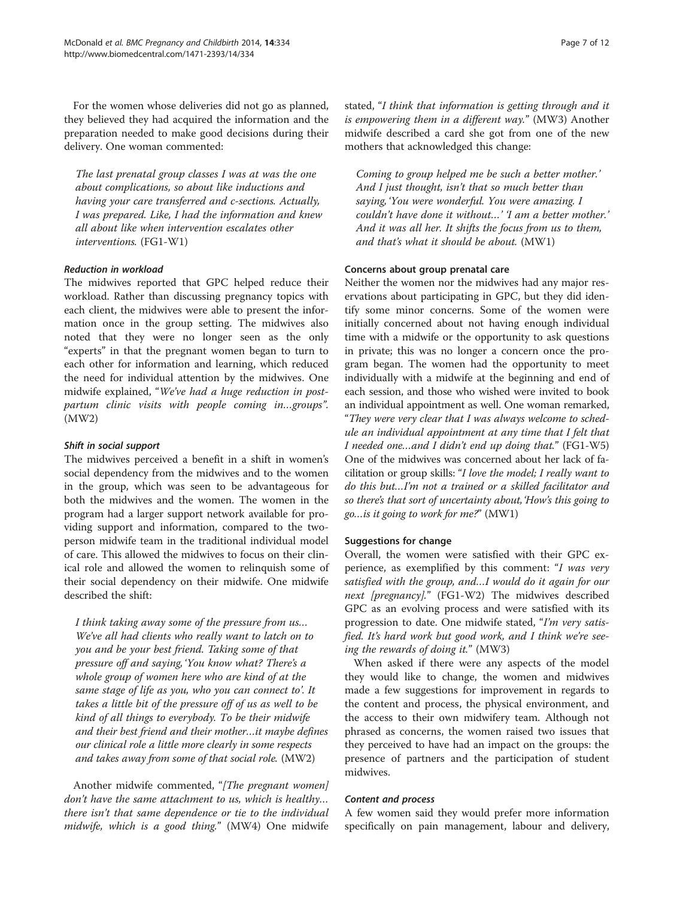For the women whose deliveries did not go as planned, they believed they had acquired the information and the preparation needed to make good decisions during their delivery. One woman commented:

> *The last prenatal group classes I was at was the one about complications, so about like inductions and having your care transferred and c-sections. Actually, I was prepared. Like, I had the information and knew all about like when intervention escalates other interventions.* (FG1-W1)

#### *Reduction in workload*

The midwives reported that GPC helped reduce their workload. Rather than discussing pregnancy topics with each client, the midwives were able to present the information once in the group setting. The midwives also noted that they were no longer seen as the only "experts" in that the pregnant women began to turn to each other for information and learning, which reduced the need for individual attention by the midwives. One midwife explained, "*We've had a huge reduction in postpartum clinic visits with people coming in…groups*". (MW2)

#### *Shift in social support*

The midwives perceived a benefit in a shift in women's social dependency from the midwives and to the women in the group, which was seen to be advantageous for both the midwives and the women. The women in the program had a larger support network available for providing support and information, compared to the two-person midwife team in the traditional individual model of care. This allowed the midwives to focus on their clinical role and allowed the women to relinquish some of their social dependency on their midwife. One midwife described the shift:

> *I think taking away some of the pressure from us… We've all had clients who really want to latch on to you and be your best friend. Taking some of that pressure off and saying, 'You know what? There's a whole group of women here who are kind of at the same stage of life as you, who you can connect to'. It takes a little bit of the pressure off of us as well to be kind of all things to everybody. To be their midwife and their best friend and their mother…it maybe defines our clinical role a little more clearly in some respects and takes away from some of that social role.* (MW2)

Another midwife commented, "*[The pregnant women] don't have the same attachment to us, which is healthy… there isn't that same dependence or tie to the individual midwife, which is a good thing.*" (MW4) One midwife stated, "*I think that information is getting through and it is empowering them in a different way.*" (MW3) Another midwife described a card she got from one of the new mothers that acknowledged this change:

> *Coming to group helped me be such a better mother.' And I just thought, isn't that so much better than saying, 'You were wonderful. You were amazing. I couldn't have done it without…' 'I am a better mother.' And it was all her. It shifts the focus from us to them, and that's what it should be about.* (MW1)

### Concerns about group prenatal care

Neither the women nor the midwives had any major reservations about participating in GPC, but they did identify some minor concerns. Some of the women were initially concerned about not having enough individual time with a midwife or the opportunity to ask questions in private; this was no longer a concern once the program began. The women had the opportunity to meet individually with a midwife at the beginning and end of each session, and those who wished were invited to book an individual appointment as well. One woman remarked, "*They were very clear that I was always welcome to schedule an individual appointment at any time that I felt that I needed one…and I didn't end up doing that.*" (FG1-W5) One of the midwives was concerned about her lack of facilitation or group skills: "*I love the model; I really want to do this but…I'm not a trained or a skilled facilitator and so there's that sort of uncertainty about, 'How's this going to go…is it going to work for me?*" (MW1)

### Suggestions for change

Overall, the women were satisfied with their GPC experience, as exemplified by this comment: "*I was very satisfied with the group, and…I would do it again for our next [pregnancy].*" (FG1-W2) The midwives described GPC as an evolving process and were satisfied with its progression to date. One midwife stated, "*I'm very satisfied. It's hard work but good work, and I think we're seeing the rewards of doing it.*" (MW3)

When asked if there were any aspects of the model they would like to change, the women and midwives made a few suggestions for improvement in regards to the content and process, the physical environment, and the access to their own midwifery team. Although not phrased as concerns, the women raised two issues that they perceived to have had an impact on the groups: the presence of partners and the participation of student midwives.

#### *Content and process*

A few women said they would prefer more information specifically on pain management, labour and delivery,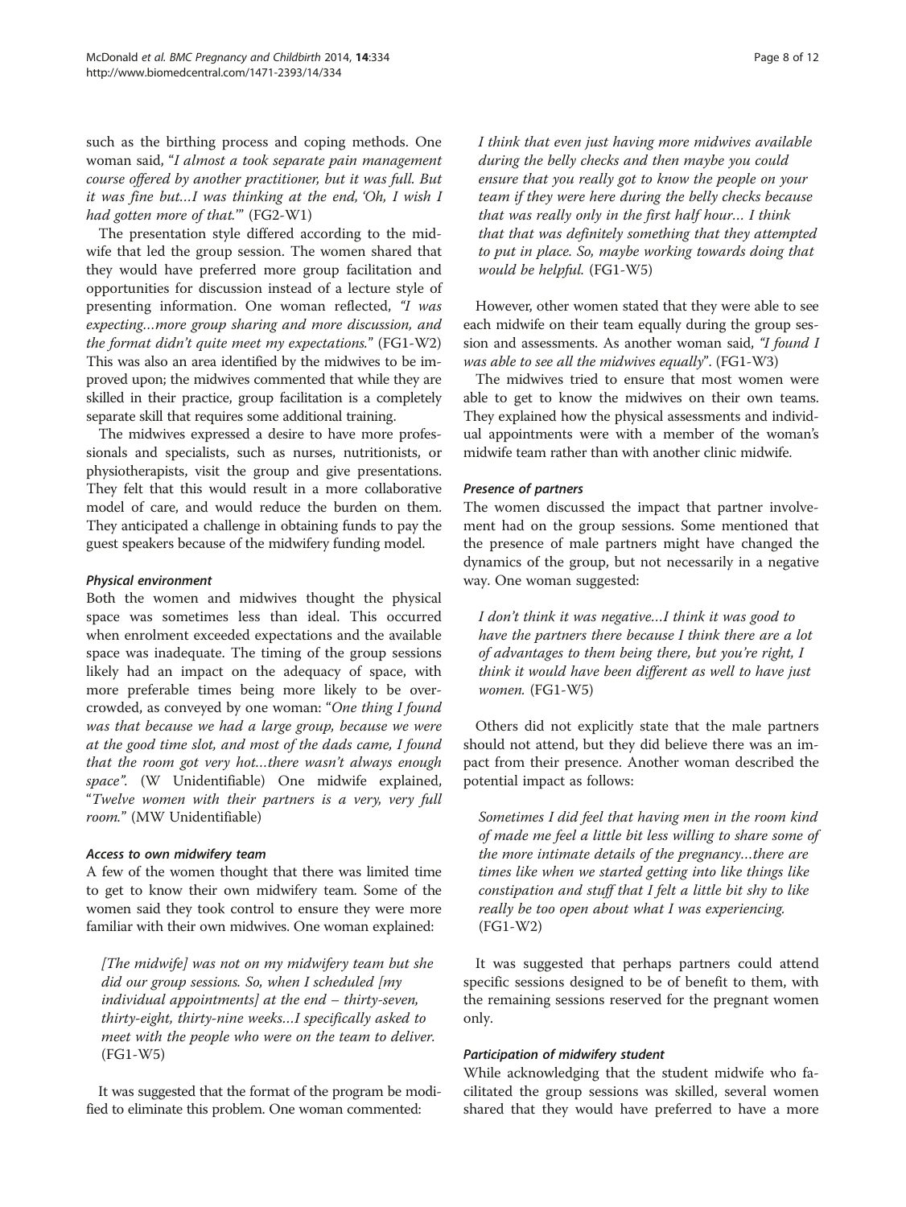such as the birthing process and coping methods. One woman said, "*I almost a took separate pain management course offered by another practitioner, but it was full. But it was fine but…I was thinking at the end, 'Oh, I wish I had gotten more of that.'*" (FG2-W1)

The presentation style differed according to the midwife that led the group session. The women shared that they would have preferred more group facilitation and opportunities for discussion instead of a lecture style of presenting information. One woman reflected, *"I was expecting…more group sharing and more discussion, and the format didn't quite meet my expectations."* (FG1-W2) This was also an area identified by the midwives to be improved upon; the midwives commented that while they are skilled in their practice, group facilitation is a completely separate skill that requires some additional training.

The midwives expressed a desire to have more professionals and specialists, such as nurses, nutritionists, or physiotherapists, visit the group and give presentations. They felt that this would result in a more collaborative model of care, and would reduce the burden on them. They anticipated a challenge in obtaining funds to pay the guest speakers because of the midwifery funding model.

#### *Physical environment*

Both the women and midwives thought the physical space was sometimes less than ideal. This occurred when enrolment exceeded expectations and the available space was inadequate. The timing of the group sessions likely had an impact on the adequacy of space, with more preferable times being more likely to be overcrowded, as conveyed by one woman: "*One thing I found was that because we had a large group, because we were at the good time slot, and most of the dads came, I found that the room got very hot…there wasn't always enough space*". (W Unidentifiable) One midwife explained, "*Twelve women with their partners is a very, very full room.*" (MW Unidentifiable)

#### *Access to own midwifery team*

A few of the women thought that there was limited time to get to know their own midwifery team. Some of the women said they took control to ensure they were more familiar with their own midwives. One woman explained:

> *[The midwife] was not on my midwifery team but she did our group sessions. So, when I scheduled [my individual appointments] at the end – thirty-seven, thirty-eight, thirty-nine weeks…I specifically asked to meet with the people who were on the team to deliver.* (FG1-W5)

It was suggested that the format of the program be modified to eliminate this problem. One woman commented:

> *I think that even just having more midwives available during the belly checks and then maybe you could ensure that you really got to know the people on your team if they were here during the belly checks because that was really only in the first half hour… I think that that was definitely something that they attempted to put in place. So, maybe working towards doing that would be helpful.* (FG1-W5)

However, other women stated that they were able to see each midwife on their team equally during the group session and assessments. As another woman said, *"I found I was able to see all the midwives equally"*. (FG1-W3)

The midwives tried to ensure that most women were able to get to know the midwives on their own teams. They explained how the physical assessments and individual appointments were with a member of the woman's midwife team rather than with another clinic midwife.

#### *Presence of partners*

The women discussed the impact that partner involvement had on the group sessions. Some mentioned that the presence of male partners might have changed the dynamics of the group, but not necessarily in a negative way. One woman suggested:

> *I don't think it was negative…I think it was good to have the partners there because I think there are a lot of advantages to them being there, but you're right, I think it would have been different as well to have just women.* (FG1-W5)

Others did not explicitly state that the male partners should not attend, but they did believe there was an impact from their presence. Another woman described the potential impact as follows:

> *Sometimes I did feel that having men in the room kind of made me feel a little bit less willing to share some of the more intimate details of the pregnancy…there are times like when we started getting into like things like constipation and stuff that I felt a little bit shy to like really be too open about what I was experiencing.* (FG1-W2)

It was suggested that perhaps partners could attend specific sessions designed to be of benefit to them, with the remaining sessions reserved for the pregnant women only.

#### *Participation of midwifery student*

While acknowledging that the student midwife who facilitated the group sessions was skilled, several women shared that they would have preferred to have a more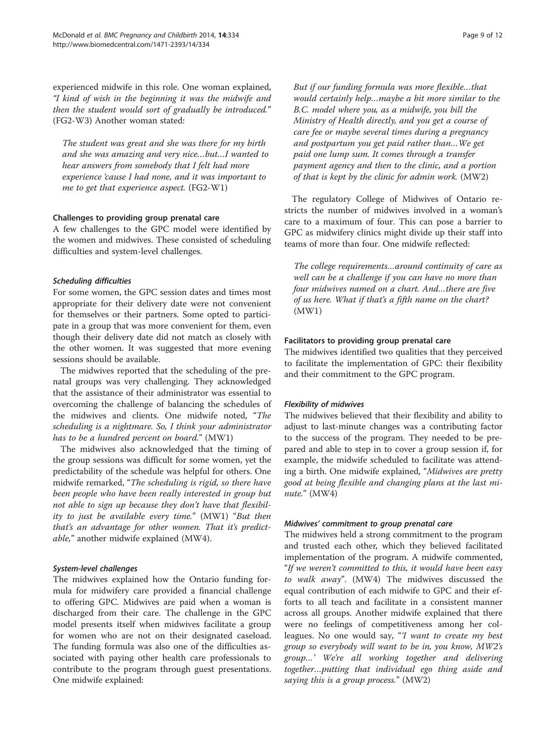experienced midwife in this role. One woman explained, "I kind of wish in the beginning it was the midwife and then the student would sort of gradually be introduced." (FG2-W3) Another woman stated:

> *The student was great and she was there for my birth and she was amazing and very nice…but…I wanted to hear answers from somebody that I felt had more experience 'cause I had none, and it was important to me to get that experience aspect.* (FG2-W1)

### Challenges to providing group prenatal care

A few challenges to the GPC model were identified by the women and midwives. These consisted of scheduling difficulties and system-level challenges.

#### *Scheduling difficulties*

For some women, the GPC session dates and times most appropriate for their delivery date were not convenient for themselves or their partners. Some opted to participate in a group that was more convenient for them, even though their delivery date did not match as closely with the other women. It was suggested that more evening sessions should be available.

The midwives reported that the scheduling of the prenatal groups was very challenging. They acknowledged that the assistance of their administrator was essential to overcoming the challenge of balancing the schedules of the midwives and clients. One midwife noted, "*The scheduling is a nightmare. So, I think your administrator has to be a hundred percent on board.*" (MW1)

The midwives also acknowledged that the timing of the group sessions was difficult for some women, yet the predictability of the schedule was helpful for others. One midwife remarked, "*The scheduling is rigid, so there have been people who have been really interested in group but not able to sign up because they don't have that flexibility to just be available every time.*" (MW1) "*But then that's an advantage for other women. That it's predictable,*" another midwife explained (MW4).

#### *System-level challenges*

The midwives explained how the Ontario funding formula for midwifery care provided a financial challenge to offering GPC. Midwives are paid when a woman is discharged from their care. The challenge in the GPC model presents itself when midwives facilitate a group for women who are not on their designated caseload. The funding formula was also one of the difficulties associated with paying other health care professionals to contribute to the program through guest presentations. One midwife explained:

> *But if our funding formula was more flexible…that would certainly help…maybe a bit more similar to the B.C. model where you, as a midwife, you bill the Ministry of Health directly, and you get a course of care fee or maybe several times during a pregnancy and postpartum you get paid rather than…We get paid one lump sum. It comes through a transfer payment agency and then to the clinic, and a portion of that is kept by the clinic for admin work.* (MW2)

The regulatory College of Midwives of Ontario restricts the number of midwives involved in a woman's care to a maximum of four. This can pose a barrier to GPC as midwifery clinics might divide up their staff into teams of more than four. One midwife reflected:

> *The college requirements…around continuity of care as well can be a challenge if you can have no more than four midwives named on a chart. And…there are five of us here. What if that's a fifth name on the chart?* (MW1)

### Facilitators to providing group prenatal care

The midwives identified two qualities that they perceived to facilitate the implementation of GPC: their flexibility and their commitment to the GPC program.

#### *Flexibility of midwives*

The midwives believed that their flexibility and ability to adjust to last-minute changes was a contributing factor to the success of the program. They needed to be prepared and able to step in to cover a group session if, for example, the midwife scheduled to facilitate was attending a birth. One midwife explained, "*Midwives are pretty good at being flexible and changing plans at the last minute.*" (MW4)

#### *Midwives' commitment to group prenatal care*

The midwives held a strong commitment to the program and trusted each other, which they believed facilitated implementation of the program. A midwife commented, "*If we weren't committed to this, it would have been easy to walk away*". (MW4) The midwives discussed the equal contribution of each midwife to GPC and their efforts to all teach and facilitate in a consistent manner across all groups. Another midwife explained that there were no feelings of competitiveness among her colleagues. No one would say, "'*I want to create my best group so everybody will want to be in, you know, MW2's group…' We're all working together and delivering together…putting that individual ego thing aside and saying this is a group process.*" (MW2)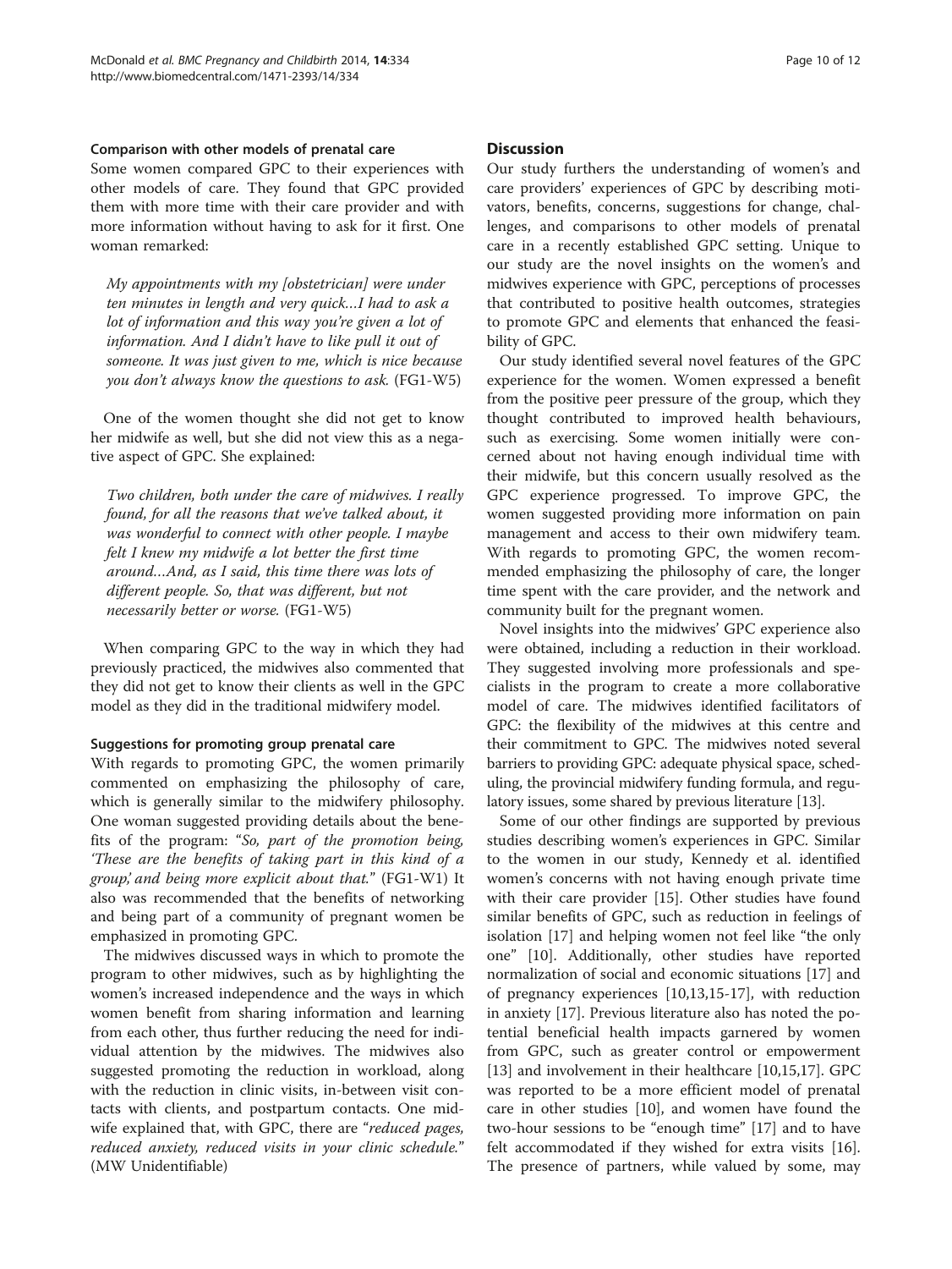### Comparison with other models of prenatal care

Some women compared GPC to their experiences with other models of care. They found that GPC provided them with more time with their care provider and with more information without having to ask for it first. One woman remarked:

> *My appointments with my [obstetrician] were under ten minutes in length and very quick…I had to ask a lot of information and this way you're given a lot of information. And I didn't have to like pull it out of someone. It was just given to me, which is nice because you don't always know the questions to ask.* (FG1-W5)

One of the women thought she did not get to know her midwife as well, but she did not view this as a negative aspect of GPC. She explained:

> *Two children, both under the care of midwives. I really found, for all the reasons that we've talked about, it was wonderful to connect with other people. I maybe felt I knew my midwife a lot better the first time around…And, as I said, this time there was lots of different people. So, that was different, but not necessarily better or worse.* (FG1-W5)

When comparing GPC to the way in which they had previously practiced, the midwives also commented that they did not get to know their clients as well in the GPC model as they did in the traditional midwifery model.

### Suggestions for promoting group prenatal care

With regards to promoting GPC, the women primarily commented on emphasizing the philosophy of care, which is generally similar to the midwifery philosophy. One woman suggested providing details about the benefits of the program: "*So, part of the promotion being, 'These are the benefits of taking part in this kind of a group,' and being more explicit about that.*" (FG1-W1) It also was recommended that the benefits of networking and being part of a community of pregnant women be emphasized in promoting GPC.

The midwives discussed ways in which to promote the program to other midwives, such as by highlighting the women's increased independence and the ways in which women benefit from sharing information and learning from each other, thus further reducing the need for individual attention by the midwives. The midwives also suggested promoting the reduction in workload, along with the reduction in clinic visits, in-between visit contacts with clients, and postpartum contacts. One midwife explained that, with GPC, there are "*reduced pages, reduced anxiety, reduced visits in your clinic schedule.*" (MW Unidentifiable)

## Discussion

Our study furthers the understanding of women's and care providers' experiences of GPC by describing motivators, benefits, concerns, suggestions for change, challenges, and comparisons to other models of prenatal care in a recently established GPC setting. Unique to our study are the novel insights on the women's and midwives experience with GPC, perceptions of processes that contributed to positive health outcomes, strategies to promote GPC and elements that enhanced the feasibility of GPC.

Our study identified several novel features of the GPC experience for the women. Women expressed a benefit from the positive peer pressure of the group, which they thought contributed to improved health behaviours, such as exercising. Some women initially were concerned about not having enough individual time with their midwife, but this concern usually resolved as the GPC experience progressed. To improve GPC, the women suggested providing more information on pain management and access to their own midwifery team. With regards to promoting GPC, the women recommended emphasizing the philosophy of care, the longer time spent with the care provider, and the network and community built for the pregnant women.

Novel insights into the midwives' GPC experience also were obtained, including a reduction in their workload. They suggested involving more professionals and specialists in the program to create a more collaborative model of care. The midwives identified facilitators of GPC: the flexibility of the midwives at this centre and their commitment to GPC. The midwives noted several barriers to providing GPC: adequate physical space, scheduling, the provincial midwifery funding formula, and regulatory issues, some shared by previous literature [13].

Some of our other findings are supported by previous studies describing women's experiences in GPC. Similar to the women in our study, Kennedy et al. identified women's concerns with not having enough private time with their care provider [15]. Other studies have found similar benefits of GPC, such as reduction in feelings of isolation [17] and helping women not feel like "the only one" [10]. Additionally, other studies have reported normalization of social and economic situations [17] and of pregnancy experiences [10,13,15-17], with reduction in anxiety [17]. Previous literature also has noted the potential beneficial health impacts garnered by women from GPC, such as greater control or empowerment [13] and involvement in their healthcare [10,15,17]. GPC was reported to be a more efficient model of prenatal care in other studies [10], and women have found the two-hour sessions to be "enough time" [17] and to have felt accommodated if they wished for extra visits [16]. The presence of partners, while valued by some, may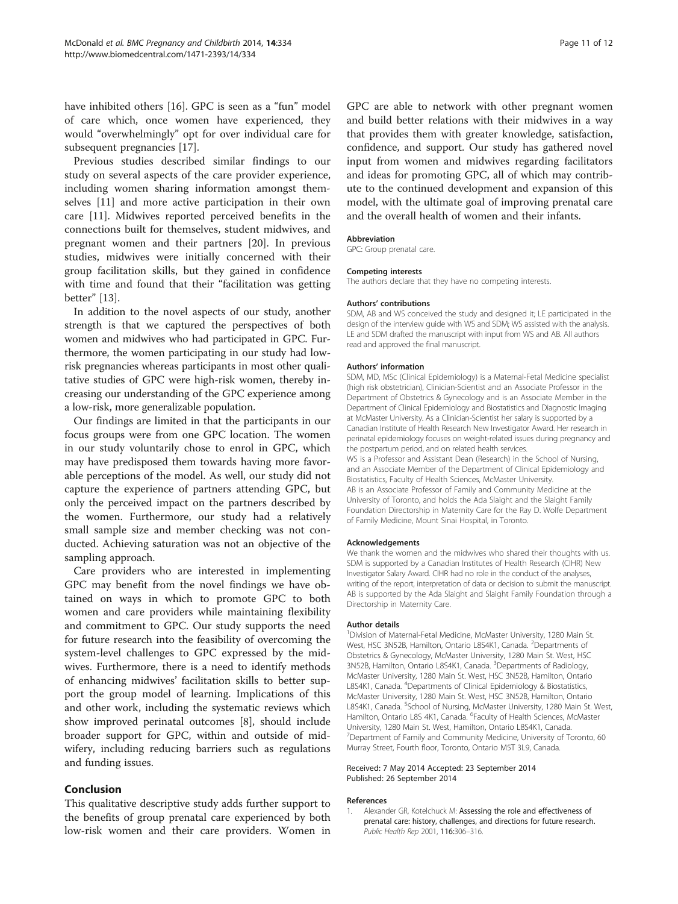have inhibited others [16]. GPC is seen as a "fun" model of care which, once women have experienced, they would "overwhelmingly" opt for over individual care for subsequent pregnancies [17].

Previous studies described similar findings to our study on several aspects of the care provider experience, including women sharing information amongst themselves [11] and more active participation in their own care [11]. Midwives reported perceived benefits in the connections built for themselves, student midwives, and pregnant women and their partners [20]. In previous studies, midwives were initially concerned with their group facilitation skills, but they gained in confidence with time and found that their "facilitation was getting better" [13].

In addition to the novel aspects of our study, another strength is that we captured the perspectives of both women and midwives who had participated in GPC. Furthermore, the women participating in our study had low-risk pregnancies whereas participants in most other qualitative studies of GPC were high-risk women, thereby increasing our understanding of the GPC experience among a low-risk, more generalizable population.

Our findings are limited in that the participants in our focus groups were from one GPC location. The women in our study voluntarily chose to enrol in GPC, which may have predisposed them towards having more favorable perceptions of the model. As well, our study did not capture the experience of partners attending GPC, but only the perceived impact on the partners described by the women. Furthermore, our study had a relatively small sample size and member checking was not conducted. Achieving saturation was not an objective of the sampling approach.

Care providers who are interested in implementing GPC may benefit from the novel findings we have obtained on ways in which to promote GPC to both women and care providers while maintaining flexibility and commitment to GPC. Our study supports the need for future research into the feasibility of overcoming the system-level challenges to GPC expressed by the midwives. Furthermore, there is a need to identify methods of enhancing midwives' facilitation skills to better support the group model of learning. Implications of this and other work, including the systematic reviews which show improved perinatal outcomes [8], should include broader support for GPC, within and outside of midwifery, including reducing barriers such as regulations and funding issues.

## Conclusion

This qualitative descriptive study adds further support to the benefits of group prenatal care experienced by both low-risk women and their care providers. Women in GPC are able to network with other pregnant women and build better relations with their midwives in a way that provides them with greater knowledge, satisfaction, confidence, and support. Our study has gathered novel input from women and midwives regarding facilitators and ideas for promoting GPC, all of which may contribute to the continued development and expansion of this model, with the ultimate goal of improving prenatal care and the overall health of women and their infants.

#### Abbreviation

GPC: Group prenatal care.

#### Competing interests

The authors declare that they have no competing interests.

#### Authors' contributions

SDM, AB and WS conceived the study and designed it; LE participated in the design of the interview guide with WS and SDM; WS assisted with the analysis. LE and SDM drafted the manuscript with input from WS and AB. All authors read and approved the final manuscript.

#### Authors' information

SDM, MD, MSc (Clinical Epidemiology) is a Maternal-Fetal Medicine specialist (high risk obstetrician), Clinician-Scientist and an Associate Professor in the Department of Obstetrics & Gynecology and is an Associate Member in the Department of Clinical Epidemiology and Biostatistics and Diagnostic Imaging at McMaster University. As a Clinician-Scientist her salary is supported by a Canadian Institute of Health Research New Investigator Award. Her research in perinatal epidemiology focuses on weight-related issues during pregnancy and the postpartum period, and on related health services.

WS is a Professor and Assistant Dean (Research) in the School of Nursing, and an Associate Member of the Department of Clinical Epidemiology and Biostatistics, Faculty of Health Sciences, McMaster University.

AB is an Associate Professor of Family and Community Medicine at the University of Toronto, and holds the Ada Slaight and the Slaight Family Foundation Directorship in Maternity Care for the Ray D. Wolfe Department of Family Medicine, Mount Sinai Hospital, in Toronto.

#### Acknowledgements

We thank the women and the midwives who shared their thoughts with us. SDM is supported by a Canadian Institutes of Health Research (CIHR) New Investigator Salary Award. CIHR had no role in the conduct of the analyses, writing of the report, interpretation of data or decision to submit the manuscript. AB is supported by the Ada Slaight and Slaight Family Foundation through a Directorship in Maternity Care.

#### Author details

[1]Division of Maternal-Fetal Medicine, McMaster University, 1280 Main St. West, HSC 3N52B, Hamilton, Ontario L8S4K1, Canada. [2]Departments of Obstetrics & Gynecology, McMaster University, 1280 Main St. West, HSC 3N52B, Hamilton, Ontario L8S4K1, Canada. [3]Departments of Radiology, McMaster University, 1280 Main St. West, HSC 3N52B, Hamilton, Ontario L8S4K1, Canada. [4]Departments of Clinical Epidemiology & Biostatistics, McMaster University, 1280 Main St. West, HSC 3N52B, Hamilton, Ontario L8S4K1, Canada. [5]School of Nursing, McMaster University, 1280 Main St. West, Hamilton, Ontario L8S 4K1, Canada. [6]Faculty of Health Sciences, McMaster University, 1280 Main St. West, Hamilton, Ontario L8S4K1, Canada. [7]Department of Family and Community Medicine, University of Toronto, 60 Murray Street, Fourth floor, Toronto, Ontario M5T 3L9, Canada.

Received: 7 May 2014 Accepted: 23 September 2014
Published: 26 September 2014

#### References

1. Alexander GR, Kotelchuck M: **Assessing the role and effectiveness of prenatal care: history, challenges, and directions for future research.** *Public Health Rep* 2001, **116**:306–316.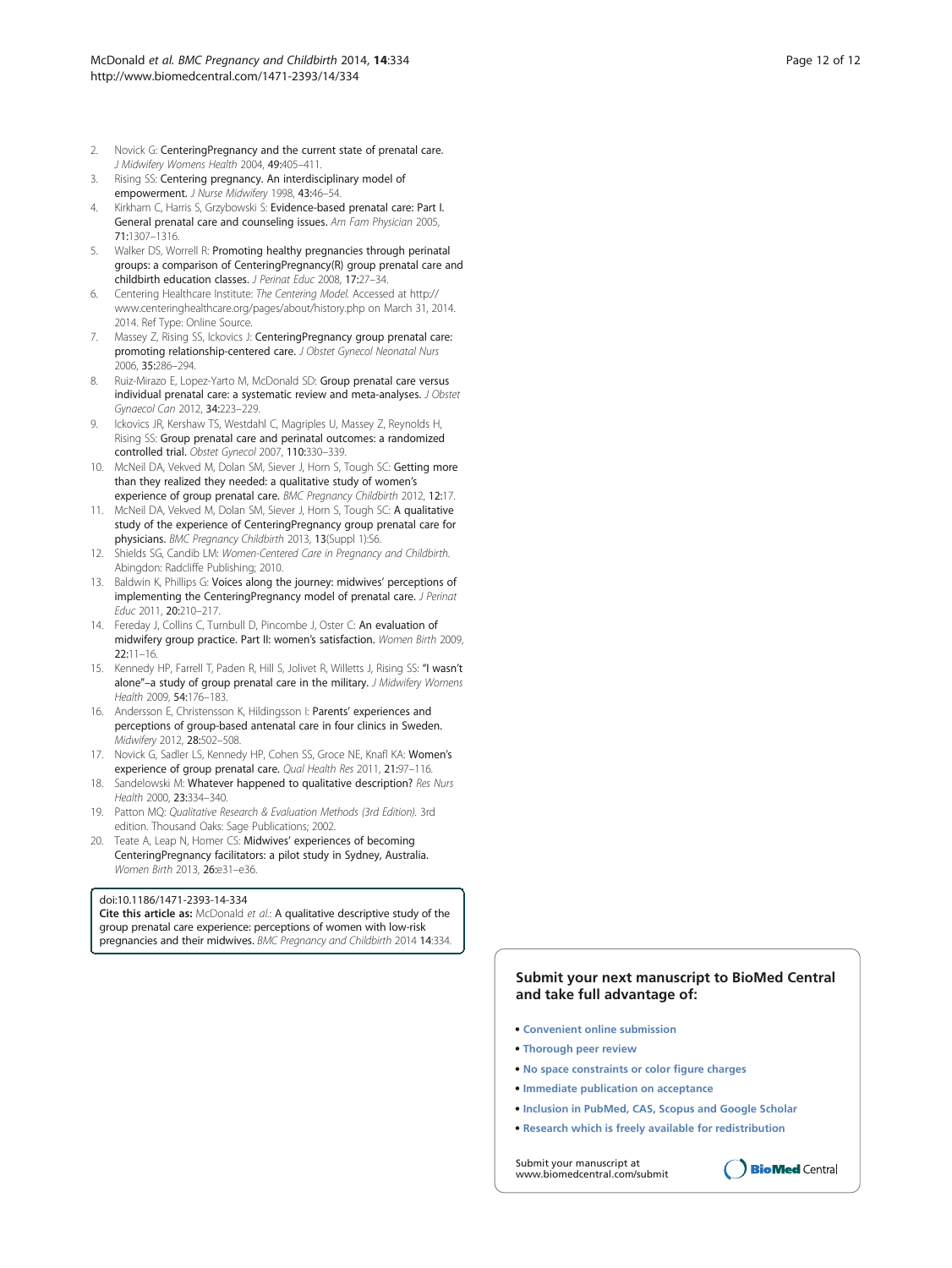2. Novick G: CenteringPregnancy and the current state of prenatal care. *J Midwifery Womens Health* 2004, **49**:405–411.
3. Rising SS: Centering pregnancy. An interdisciplinary model of empowerment. *J Nurse Midwifery* 1998, **43**:46–54.
4. Kirkham C, Harris S, Grzybowski S: Evidence-based prenatal care: Part I. General prenatal care and counseling issues. *Am Fam Physician* 2005, **71**:1307–1316.
5. Walker DS, Worrell R: Promoting healthy pregnancies through perinatal groups: a comparison of CenteringPregnancy(R) group prenatal care and childbirth education classes. *J Perinat Educ* 2008, **17**:27–34.
6. Centering Healthcare Institute: *The Centering Model.* Accessed at http://www.centeringhealthcare.org/pages/about/history.php on March 31, 2014. 2014. Ref Type: Online Source.
7. Massey Z, Rising SS, Ickovics J: CenteringPregnancy group prenatal care: promoting relationship-centered care. *J Obstet Gynecol Neonatal Nurs* 2006, **35**:286–294.
8. Ruiz-Mirazo E, Lopez-Yarto M, McDonald SD: Group prenatal care versus individual prenatal care: a systematic review and meta-analyses. *J Obstet Gynaecol Can* 2012, **34**:223–229.
9. Ickovics JR, Kershaw TS, Westdahl C, Magriples U, Massey Z, Reynolds H, Rising SS: Group prenatal care and perinatal outcomes: a randomized controlled trial. *Obstet Gynecol* 2007, **110**:330–339.
10. McNeil DA, Vekved M, Dolan SM, Siever J, Horn S, Tough SC: Getting more than they realized they needed: a qualitative study of women's experience of group prenatal care. *BMC Pregnancy Childbirth* 2012, **12**:17.
11. McNeil DA, Vekved M, Dolan SM, Siever J, Horn S, Tough SC: A qualitative study of the experience of CenteringPregnancy group prenatal care for physicians. *BMC Pregnancy Childbirth* 2013, **13**(Suppl 1):S6.
12. Shields SG, Candib LM: *Women-Centered Care in Pregnancy and Childbirth.* Abingdon: Radcliffe Publishing; 2010.
13. Baldwin K, Phillips G: Voices along the journey: midwives' perceptions of implementing the CenteringPregnancy model of prenatal care. *J Perinat Educ* 2011, **20**:210–217.
14. Fereday J, Collins C, Turnbull D, Pincombe J, Oster C: An evaluation of midwifery group practice. Part II: women's satisfaction. *Women Birth* 2009, **22**:11–16.
15. Kennedy HP, Farrell T, Paden R, Hill S, Jolivet R, Willetts J, Rising SS: "I wasn't alone"–a study of group prenatal care in the military. *J Midwifery Womens Health* 2009, **54**:176–183.
16. Andersson E, Christensson K, Hildingsson I: Parents' experiences and perceptions of group-based antenatal care in four clinics in Sweden. *Midwifery* 2012, **28**:502–508.
17. Novick G, Sadler LS, Kennedy HP, Cohen SS, Groce NE, Knafl KA: Women's experience of group prenatal care. *Qual Health Res* 2011, **21**:97–116.
18. Sandelowski M: Whatever happened to qualitative description? *Res Nurs Health* 2000, **23**:334–340.
19. Patton MQ: *Qualitative Research & Evaluation Methods (3rd Edition).* 3rd edition. Thousand Oaks: Sage Publications; 2002.
20. Teate A, Leap N, Homer CS: Midwives' experiences of becoming CenteringPregnancy facilitators: a pilot study in Sydney, Australia. *Women Birth* 2013, **26**:e31–e36.

doi:10.1186/1471-2393-14-334

**Cite this article as:** McDonald *et al.*: A qualitative descriptive study of the group prenatal care experience: perceptions of women with low-risk pregnancies and their midwives. *BMC Pregnancy and Childbirth* 2014 **14**:334.

**Submit your next manuscript to BioMed Central and take full advantage of:**

- **Convenient online submission**
- **Thorough peer review**
- **No space constraints or color figure charges**
- **Immediate publication on acceptance**
- **Inclusion in PubMed, CAS, Scopus and Google Scholar**
- **Research which is freely available for redistribution**

Submit your manuscript at
www.biomedcentral.com/submit

BioMed Central